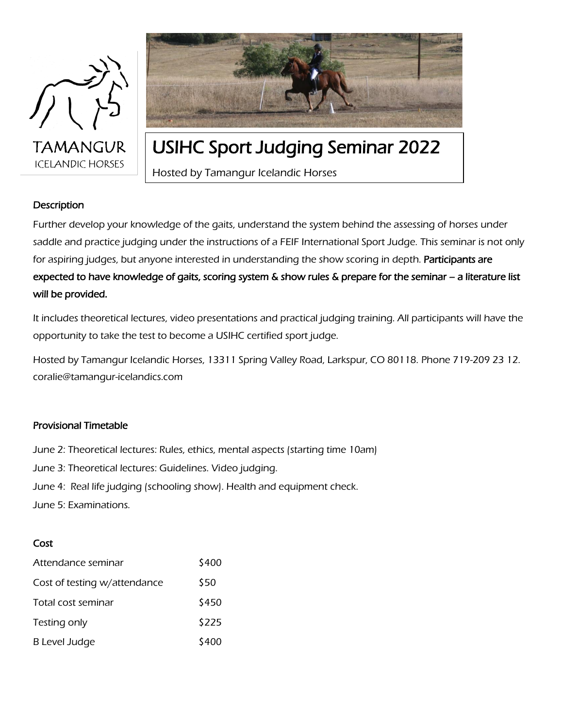TAMANGUR
ICELANDIC HORSES

# USIHC Sport Judging Seminar 2022

Hosted by Tamangur Icelandic Horses

## Description

Further develop your knowledge of the gaits, understand the system behind the assessing of horses under saddle and practice judging under the instructions of a FEIF International Sport Judge. This seminar is not only for aspiring judges, but anyone interested in understanding the show scoring in depth. **Participants are expected to have knowledge of gaits, scoring system & show rules & prepare for the seminar – a literature list will be provided.**

It includes theoretical lectures, video presentations and practical judging training. All participants will have the opportunity to take the test to become a USIHC certified sport judge.

Hosted by Tamangur Icelandic Horses, 13311 Spring Valley Road, Larkspur, CO 80118. Phone 719-209 23 12. coralie@tamangur-icelandics.com

## Provisional Timetable

June 2: Theoretical lectures: Rules, ethics, mental aspects (starting time 10am)

June 3: Theoretical lectures: Guidelines. Video judging.

June 4: Real life judging (schooling show). Health and equipment check.

June 5: Examinations.

## Cost

| | |
|---|---|
| Attendance seminar | $400 |
| Cost of testing w/attendance | $50 |
| Total cost seminar | $450 |
| Testing only | $225 |
| B Level Judge | $400 |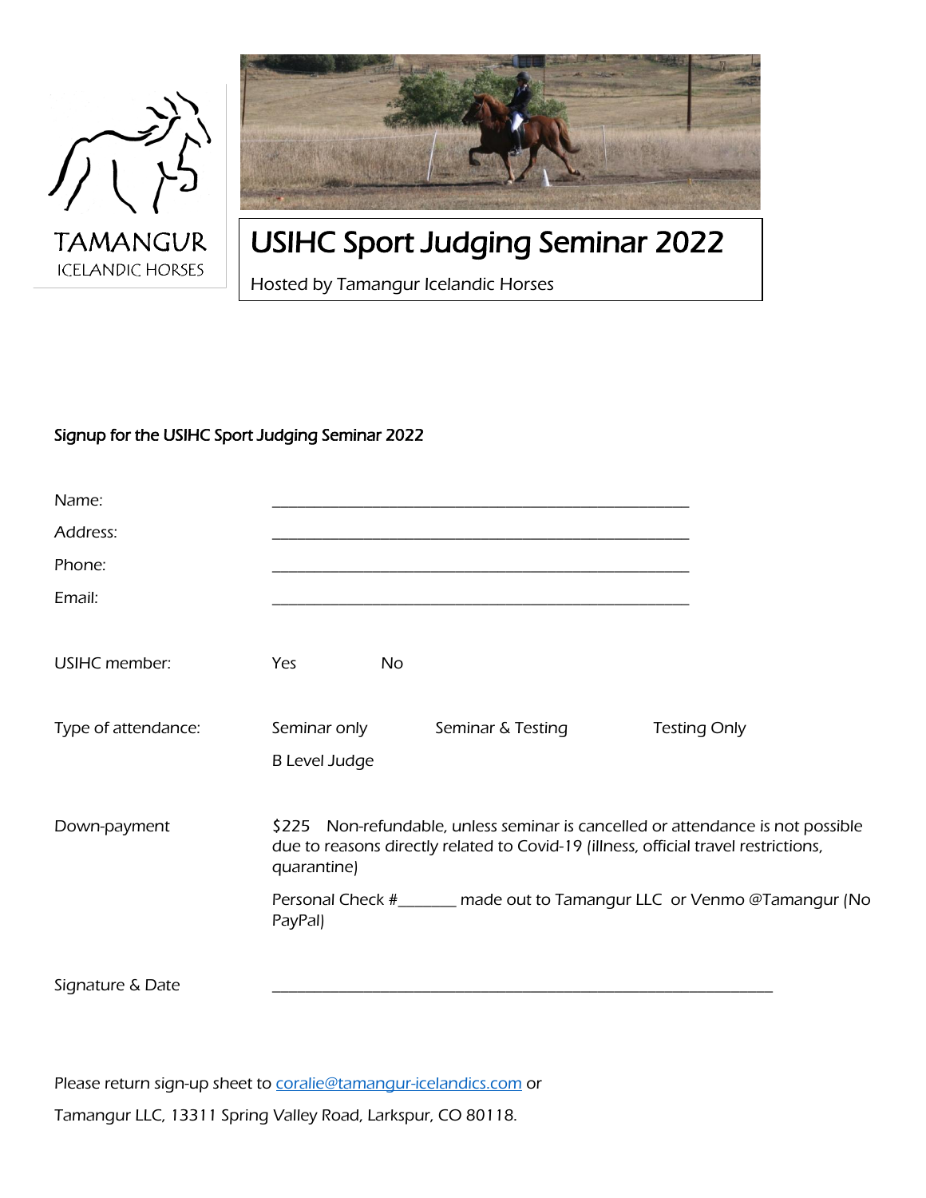TAMANGUR

ICELANDIC HORSES

# USIHC Sport Judging Seminar 2022

Hosted by Tamangur Icelandic Horses

## Signup for the USIHC Sport Judging Seminar 2022

Name: ____________________________________________________

Address: ____________________________________________________

Phone: ____________________________________________________

Email: ____________________________________________________

USIHC member: Yes No

Type of attendance: Seminar only Seminar & Testing Testing Only

B Level Judge

Down-payment: $225 Non-refundable, unless seminar is cancelled or attendance is not possible due to reasons directly related to Covid-19 (illness, official travel restrictions, quarantine)

Personal Check #_______ made out to Tamangur LLC or Venmo @Tamangur (No PayPal)

Signature & Date ______________________________________________________________

Please return sign-up sheet to coralie@tamangur-icelandics.com or

Tamangur LLC, 13311 Spring Valley Road, Larkspur, CO 80118.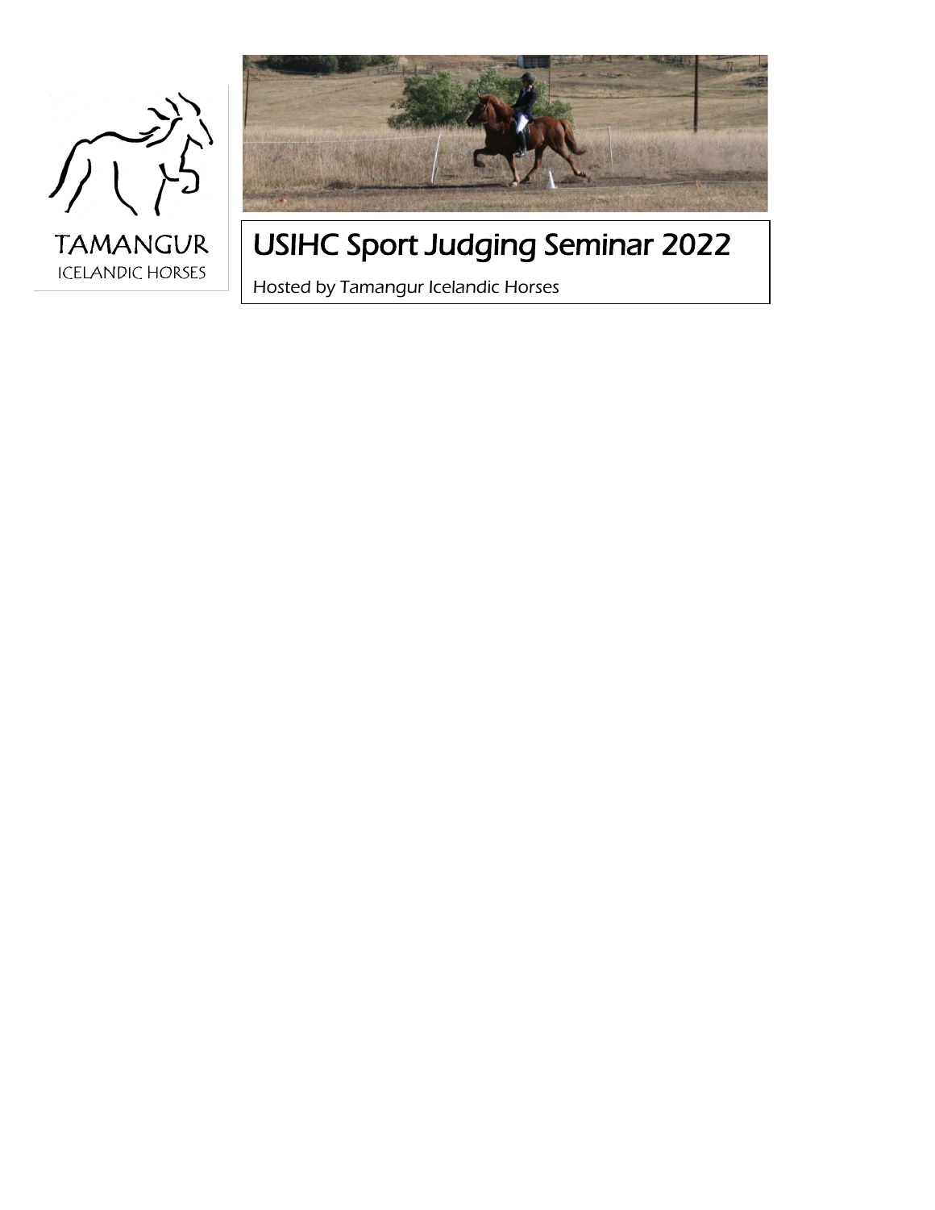TAMANGUR

ICELANDIC HORSES

# USIHC Sport Judging Seminar 2022

Hosted by Tamangur Icelandic Horses